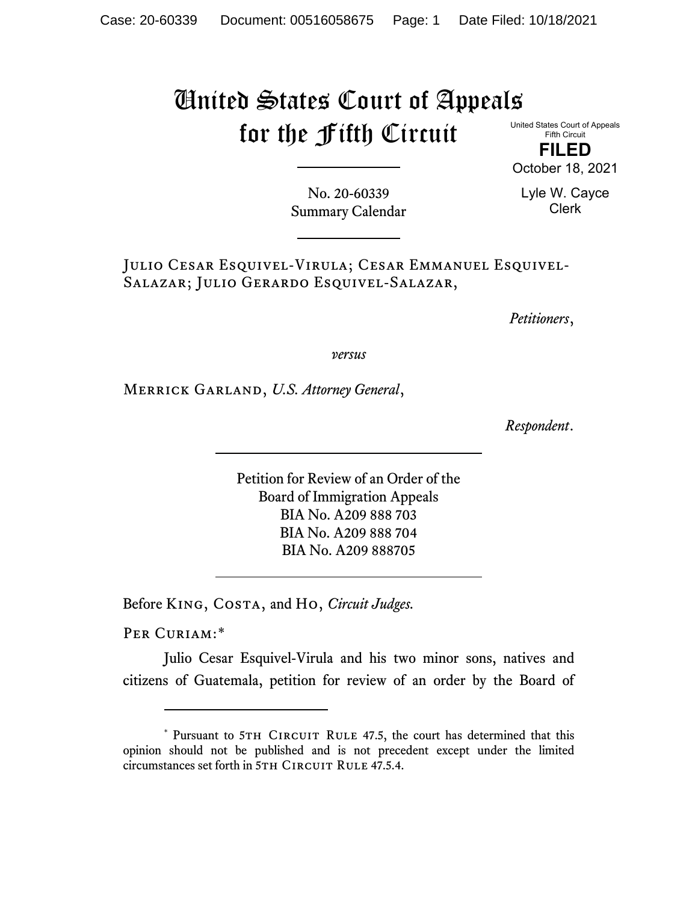# United States Court of Appeals for the Fifth Circuit

United States Court of Appeals
Fifth Circuit

**FILED**

October 18, 2021

Lyle W. Cayce
Clerk

No. 20-60339
Summary Calendar

---

Julio Cesar Esquivel-Virula; Cesar Emmanuel Esquivel-Salazar; Julio Gerardo Esquivel-Salazar,

*Petitioners*,

*versus*

Merrick Garland, *U.S. Attorney General*,

*Respondent*.

---

Petition for Review of an Order of the
Board of Immigration Appeals
BIA No. A209 888 703
BIA No. A209 888 704
BIA No. A209 888705

---

Before King, Costa, and Ho, *Circuit Judges.*

Per Curiam:*

Julio Cesar Esquivel-Virula and his two minor sons, natives and citizens of Guatemala, petition for review of an order by the Board of

---

\* Pursuant to 5th Circuit Rule 47.5, the court has determined that this opinion should not be published and is not precedent except under the limited circumstances set forth in 5th Circuit Rule 47.5.4.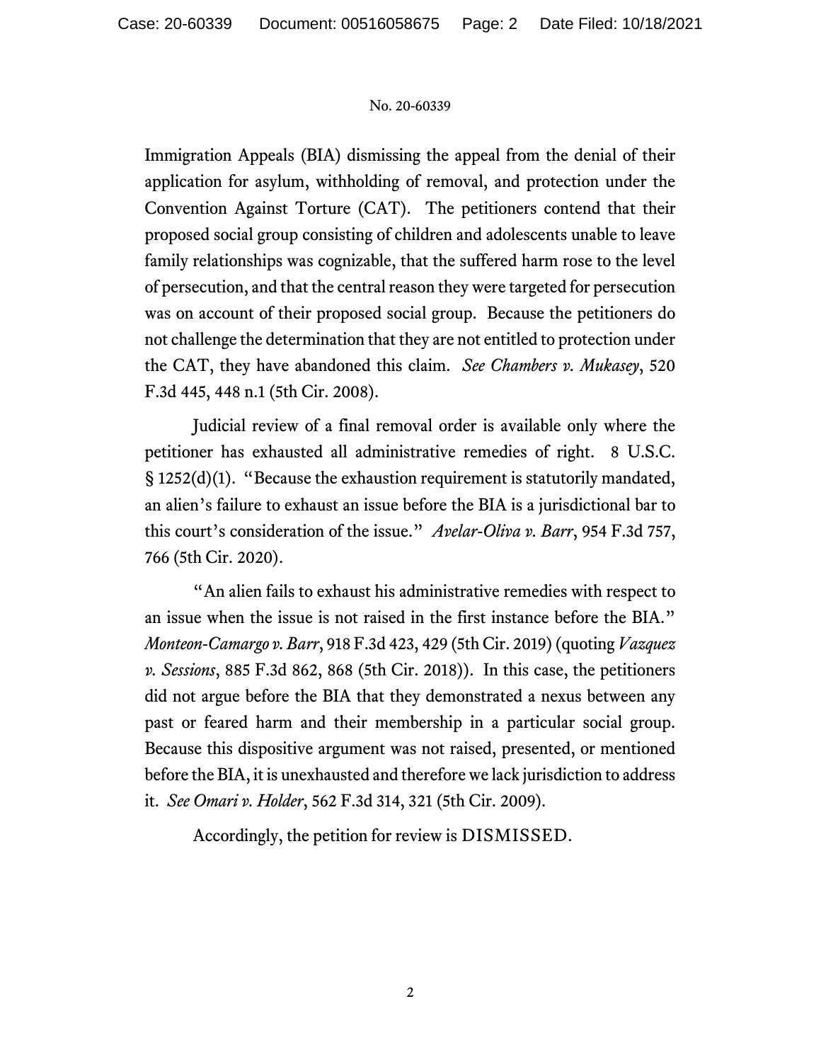Immigration Appeals (BIA) dismissing the appeal from the denial of their application for asylum, withholding of removal, and protection under the Convention Against Torture (CAT). The petitioners contend that their proposed social group consisting of children and adolescents unable to leave family relationships was cognizable, that the suffered harm rose to the level of persecution, and that the central reason they were targeted for persecution was on account of their proposed social group. Because the petitioners do not challenge the determination that they are not entitled to protection under the CAT, they have abandoned this claim. *See Chambers v. Mukasey*, 520 F.3d 445, 448 n.1 (5th Cir. 2008).

Judicial review of a final removal order is available only where the petitioner has exhausted all administrative remedies of right. 8 U.S.C. § 1252(d)(1). "Because the exhaustion requirement is statutorily mandated, an alien's failure to exhaust an issue before the BIA is a jurisdictional bar to this court's consideration of the issue." *Avelar-Oliva v. Barr*, 954 F.3d 757, 766 (5th Cir. 2020).

"An alien fails to exhaust his administrative remedies with respect to an issue when the issue is not raised in the first instance before the BIA." *Monteon-Camargo v. Barr*, 918 F.3d 423, 429 (5th Cir. 2019) (quoting *Vazquez v. Sessions*, 885 F.3d 862, 868 (5th Cir. 2018)). In this case, the petitioners did not argue before the BIA that they demonstrated a nexus between any past or feared harm and their membership in a particular social group. Because this dispositive argument was not raised, presented, or mentioned before the BIA, it is unexhausted and therefore we lack jurisdiction to address it. *See Omari v. Holder*, 562 F.3d 314, 321 (5th Cir. 2009).

Accordingly, the petition for review is DISMISSED.